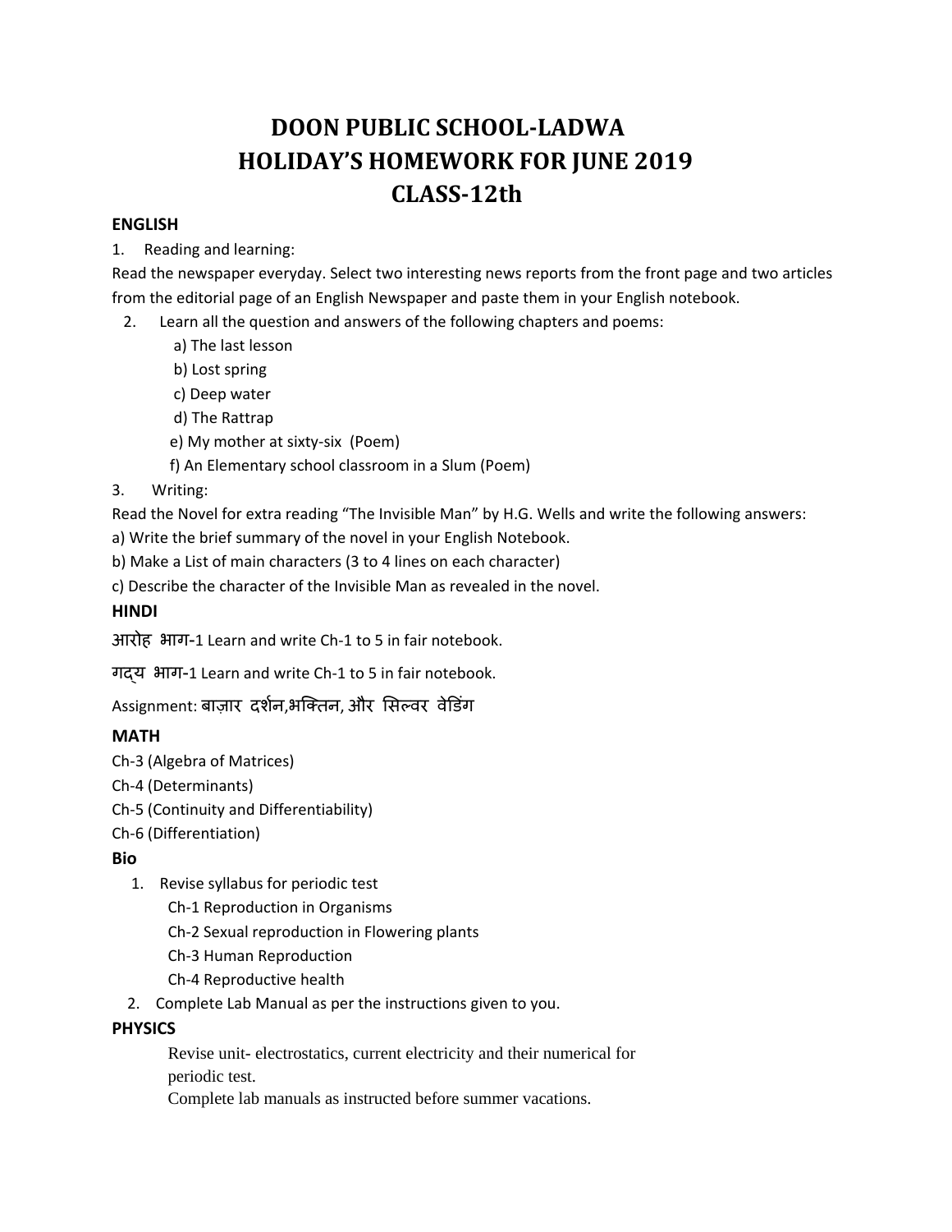# DOON PUBLIC SCHOOL-LADWA
# HOLIDAY'S HOMEWORK FOR JUNE 2019
# CLASS-12th

## ENGLISH

1. Reading and learning:

Read the newspaper everyday. Select two interesting news reports from the front page and two articles from the editorial page of an English Newspaper and paste them in your English notebook.

2. Learn all the question and answers of the following chapters and poems:
   - a) The last lesson
   - b) Lost spring
   - c) Deep water
   - d) The Rattrap
   - e) My mother at sixty-six (Poem)
   - f) An Elementary school classroom in a Slum (Poem)

3. Writing:

Read the Novel for extra reading "The Invisible Man" by H.G. Wells and write the following answers:

a) Write the brief summary of the novel in your English Notebook.

b) Make a List of main characters (3 to 4 lines on each character)

c) Describe the character of the Invisible Man as revealed in the novel.

## HINDI

आरोह भाग-1 Learn and write Ch-1 to 5 in fair notebook.

गद्य भाग-1 Learn and write Ch-1 to 5 in fair notebook.

Assignment: बाज़ार दर्शन,भक्तिन, और सिल्वर वेडिंग

## MATH

Ch-3 (Algebra of Matrices)

Ch-4 (Determinants)

Ch-5 (Continuity and Differentiability)

Ch-6 (Differentiation)

## Bio

1. Revise syllabus for periodic test
   - Ch-1 Reproduction in Organisms
   - Ch-2 Sexual reproduction in Flowering plants
   - Ch-3 Human Reproduction
   - Ch-4 Reproductive health
2. Complete Lab Manual as per the instructions given to you.

## PHYSICS

Revise unit- electrostatics, current electricity and their numerical for periodic test.

Complete lab manuals as instructed before summer vacations.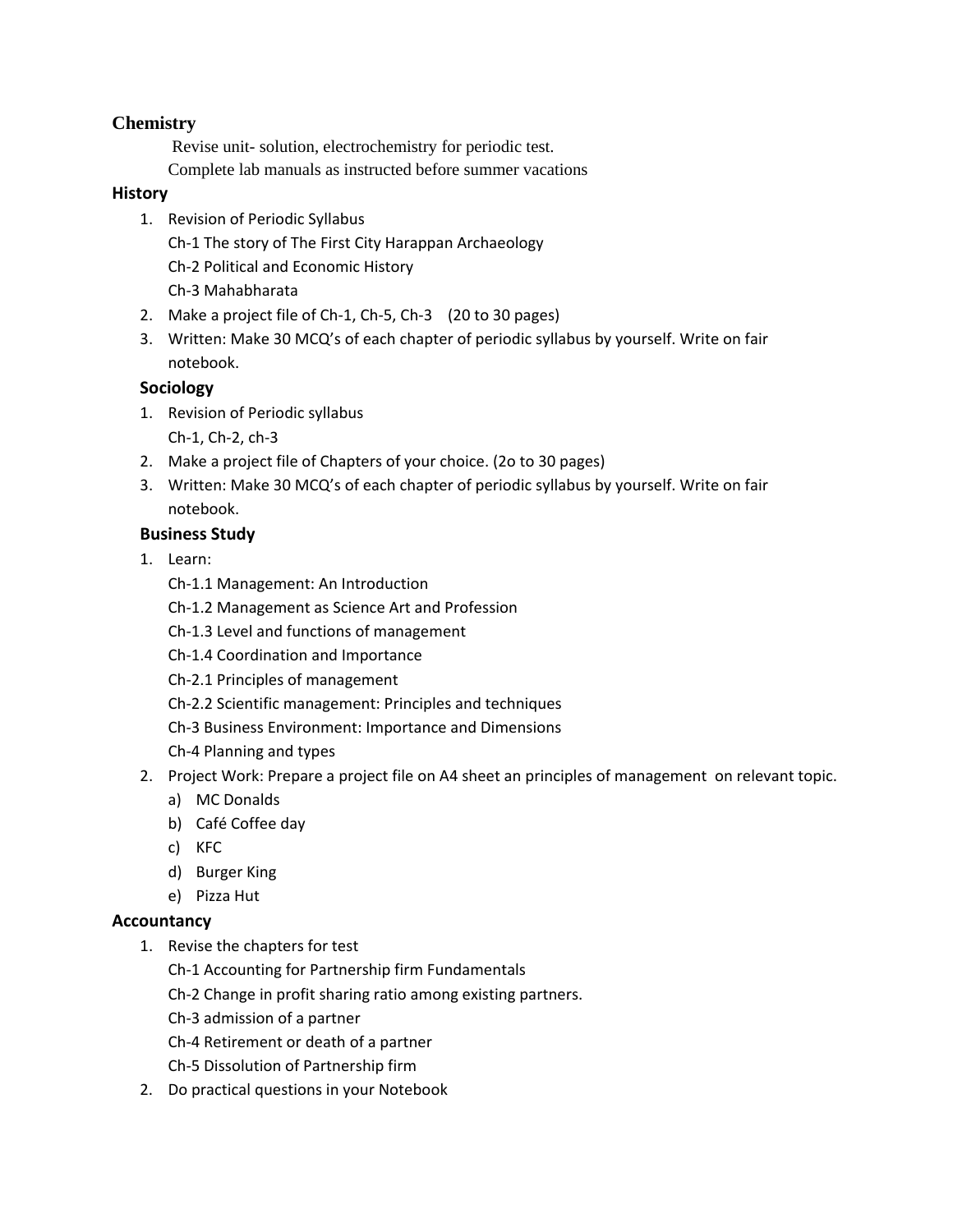## Chemistry

Revise unit- solution, electrochemistry for periodic test.

Complete lab manuals as instructed before summer vacations

## History

1. Revision of Periodic Syllabus
   Ch-1 The story of The First City Harappan Archaeology
   Ch-2 Political and Economic History
   Ch-3 Mahabharata
2. Make a project file of Ch-1, Ch-5, Ch-3 (20 to 30 pages)
3. Written: Make 30 MCQ's of each chapter of periodic syllabus by yourself. Write on fair notebook.

### Sociology

1. Revision of Periodic syllabus
   Ch-1, Ch-2, ch-3
2. Make a project file of Chapters of your choice. (2o to 30 pages)
3. Written: Make 30 MCQ's of each chapter of periodic syllabus by yourself. Write on fair notebook.

### Business Study

1. Learn:
   Ch-1.1 Management: An Introduction
   Ch-1.2 Management as Science Art and Profession
   Ch-1.3 Level and functions of management
   Ch-1.4 Coordination and Importance
   Ch-2.1 Principles of management
   Ch-2.2 Scientific management: Principles and techniques
   Ch-3 Business Environment: Importance and Dimensions
   Ch-4 Planning and types
2. Project Work: Prepare a project file on A4 sheet an principles of management on relevant topic.
   a) MC Donalds
   b) Café Coffee day
   c) KFC
   d) Burger King
   e) Pizza Hut

## Accountancy

1. Revise the chapters for test
   Ch-1 Accounting for Partnership firm Fundamentals
   Ch-2 Change in profit sharing ratio among existing partners.
   Ch-3 admission of a partner
   Ch-4 Retirement or death of a partner
   Ch-5 Dissolution of Partnership firm
2. Do practical questions in your Notebook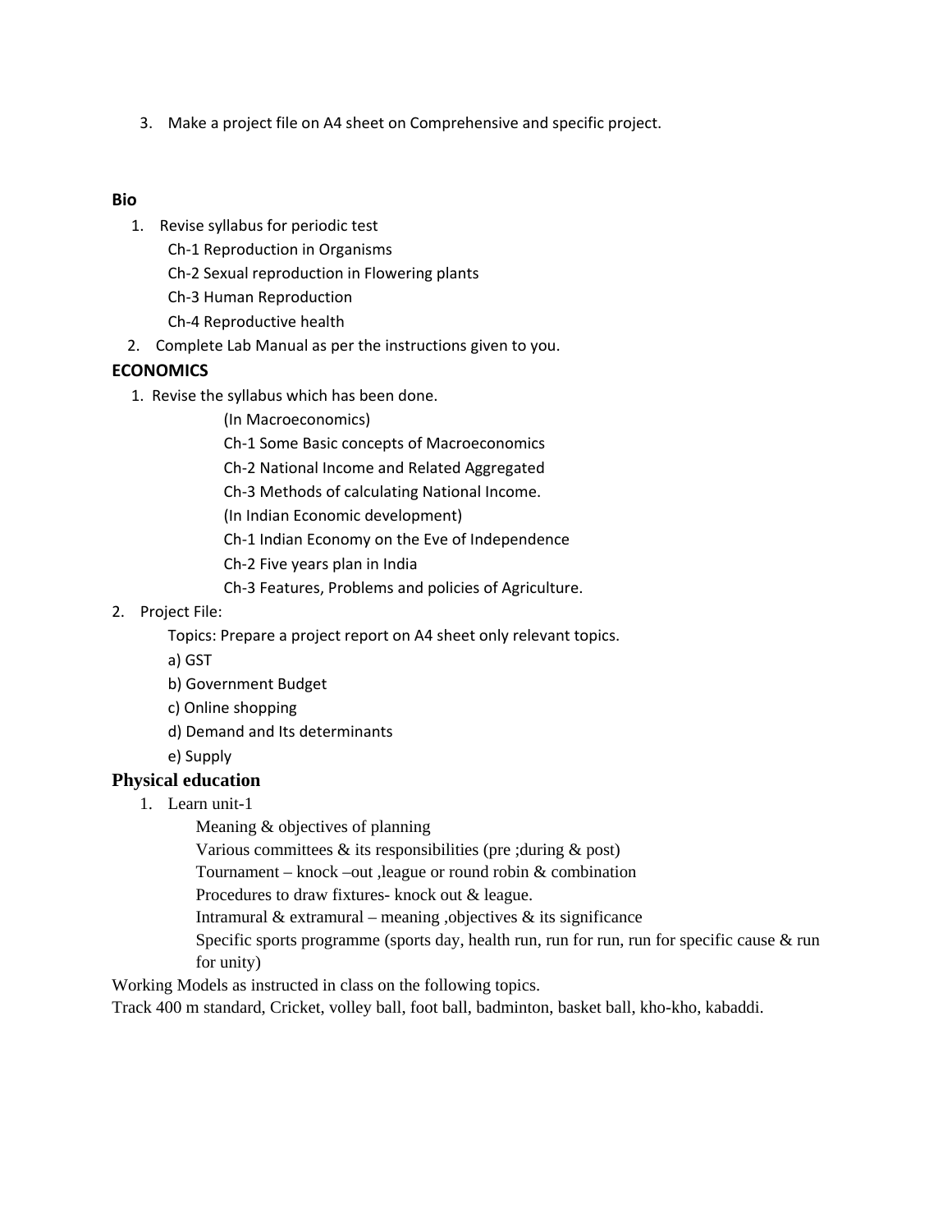3. Make a project file on A4 sheet on Comprehensive and specific project.

**Bio**

1. Revise syllabus for periodic test
   - Ch-1 Reproduction in Organisms
   - Ch-2 Sexual reproduction in Flowering plants
   - Ch-3 Human Reproduction
   - Ch-4 Reproductive health
2. Complete Lab Manual as per the instructions given to you.

**ECONOMICS**

1. Revise the syllabus which has been done.

   (In Macroeconomics)

   Ch-1 Some Basic concepts of Macroeconomics

   Ch-2 National Income and Related Aggregated

   Ch-3 Methods of calculating National Income.

   (In Indian Economic development)

   Ch-1 Indian Economy on the Eve of Independence

   Ch-2 Five years plan in India

   Ch-3 Features, Problems and policies of Agriculture.

2. Project File:

   Topics: Prepare a project report on A4 sheet only relevant topics.

   a) GST

   b) Government Budget

   c) Online shopping

   d) Demand and Its determinants

   e) Supply

**Physical education**

1. Learn unit-1

   Meaning & objectives of planning

   Various committees & its responsibilities (pre ;during & post)

   Tournament – knock –out ,league or round robin & combination

   Procedures to draw fixtures- knock out & league.

   Intramural & extramural – meaning ,objectives & its significance

   Specific sports programme (sports day, health run, run for run, run for specific cause & run for unity)

Working Models as instructed in class on the following topics.

Track 400 m standard, Cricket, volley ball, foot ball, badminton, basket ball, kho-kho, kabaddi.